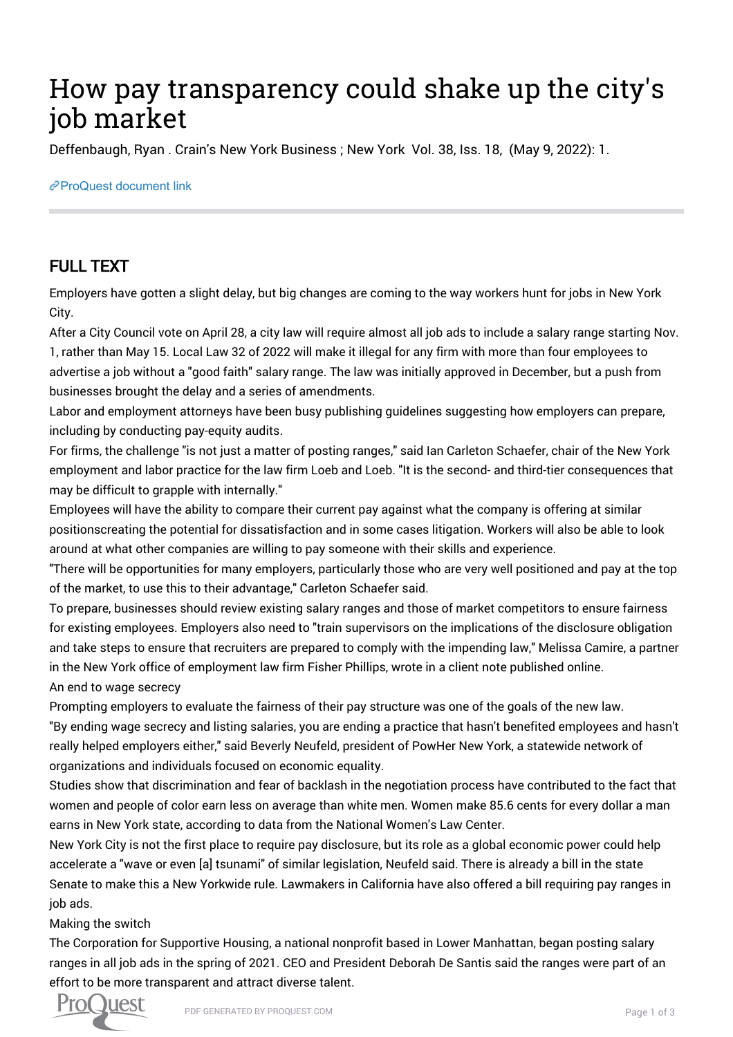# How pay transparency could shake up the city's job market

Deffenbaugh, Ryan . Crain's New York Business ; New York Vol. 38, Iss. 18, (May 9, 2022): 1.

ProQuest document link

## FULL TEXT

Employers have gotten a slight delay, but big changes are coming to the way workers hunt for jobs in New York City.

After a City Council vote on April 28, a city law will require almost all job ads to include a salary range starting Nov. 1, rather than May 15. Local Law 32 of 2022 will make it illegal for any firm with more than four employees to advertise a job without a "good faith" salary range. The law was initially approved in December, but a push from businesses brought the delay and a series of amendments.

Labor and employment attorneys have been busy publishing guidelines suggesting how employers can prepare, including by conducting pay-equity audits.

For firms, the challenge "is not just a matter of posting ranges," said Ian Carleton Schaefer, chair of the New York employment and labor practice for the law firm Loeb and Loeb. "It is the second- and third-tier consequences that may be difficult to grapple with internally."

Employees will have the ability to compare their current pay against what the company is offering at similar positionscreating the potential for dissatisfaction and in some cases litigation. Workers will also be able to look around at what other companies are willing to pay someone with their skills and experience.

"There will be opportunities for many employers, particularly those who are very well positioned and pay at the top of the market, to use this to their advantage," Carleton Schaefer said.

To prepare, businesses should review existing salary ranges and those of market competitors to ensure fairness for existing employees. Employers also need to "train supervisors on the implications of the disclosure obligation and take steps to ensure that recruiters are prepared to comply with the impending law," Melissa Camire, a partner in the New York office of employment law firm Fisher Phillips, wrote in a client note published online.

An end to wage secrecy

Prompting employers to evaluate the fairness of their pay structure was one of the goals of the new law.

"By ending wage secrecy and listing salaries, you are ending a practice that hasn't benefited employees and hasn't really helped employers either," said Beverly Neufeld, president of PowHer New York, a statewide network of organizations and individuals focused on economic equality.

Studies show that discrimination and fear of backlash in the negotiation process have contributed to the fact that women and people of color earn less on average than white men. Women make 85.6 cents for every dollar a man earns in New York state, according to data from the National Women's Law Center.

New York City is not the first place to require pay disclosure, but its role as a global economic power could help accelerate a "wave or even [a] tsunami" of similar legislation, Neufeld said. There is already a bill in the state Senate to make this a New Yorkwide rule. Lawmakers in California have also offered a bill requiring pay ranges in job ads.

Making the switch

The Corporation for Supportive Housing, a national nonprofit based in Lower Manhattan, began posting salary ranges in all job ads in the spring of 2021. CEO and President Deborah De Santis said the ranges were part of an effort to be more transparent and attract diverse talent.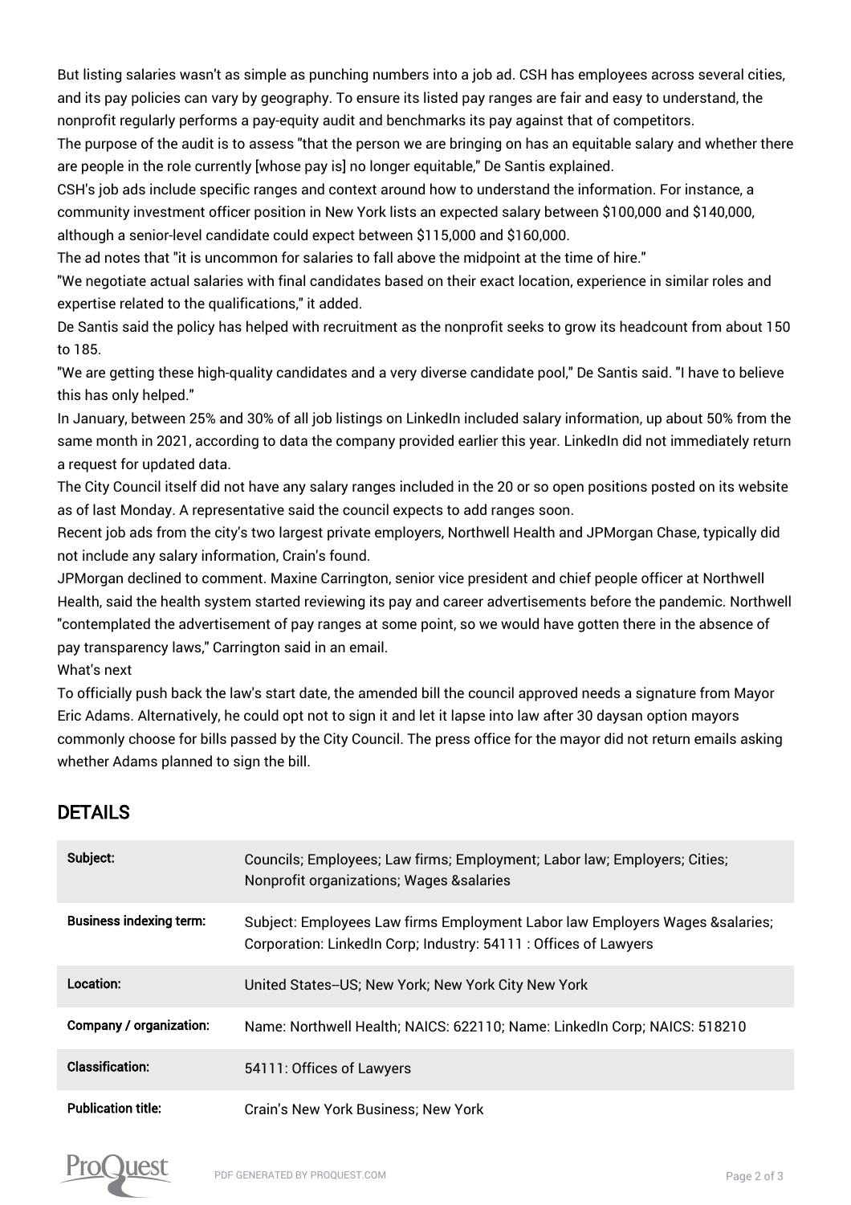But listing salaries wasn't as simple as punching numbers into a job ad. CSH has employees across several cities, and its pay policies can vary by geography. To ensure its listed pay ranges are fair and easy to understand, the nonprofit regularly performs a pay-equity audit and benchmarks its pay against that of competitors.

The purpose of the audit is to assess "that the person we are bringing on has an equitable salary and whether there are people in the role currently [whose pay is] no longer equitable," De Santis explained.

CSH's job ads include specific ranges and context around how to understand the information. For instance, a community investment officer position in New York lists an expected salary between $100,000 and $140,000, although a senior-level candidate could expect between $115,000 and $160,000.

The ad notes that "it is uncommon for salaries to fall above the midpoint at the time of hire."

"We negotiate actual salaries with final candidates based on their exact location, experience in similar roles and expertise related to the qualifications," it added.

De Santis said the policy has helped with recruitment as the nonprofit seeks to grow its headcount from about 150 to 185.

"We are getting these high-quality candidates and a very diverse candidate pool," De Santis said. "I have to believe this has only helped."

In January, between 25% and 30% of all job listings on LinkedIn included salary information, up about 50% from the same month in 2021, according to data the company provided earlier this year. LinkedIn did not immediately return a request for updated data.

The City Council itself did not have any salary ranges included in the 20 or so open positions posted on its website as of last Monday. A representative said the council expects to add ranges soon.

Recent job ads from the city's two largest private employers, Northwell Health and JPMorgan Chase, typically did not include any salary information, Crain's found.

JPMorgan declined to comment. Maxine Carrington, senior vice president and chief people officer at Northwell Health, said the health system started reviewing its pay and career advertisements before the pandemic. Northwell "contemplated the advertisement of pay ranges at some point, so we would have gotten there in the absence of pay transparency laws," Carrington said in an email.

What's next

To officially push back the law's start date, the amended bill the council approved needs a signature from Mayor Eric Adams. Alternatively, he could opt not to sign it and let it lapse into law after 30 daysan option mayors commonly choose for bills passed by the City Council. The press office for the mayor did not return emails asking whether Adams planned to sign the bill.

## DETAILS

| | |
|---|---|
| **Subject:** | Councils; Employees; Law firms; Employment; Labor law; Employers; Cities; Nonprofit organizations; Wages &salaries |
| **Business indexing term:** | Subject: Employees Law firms Employment Labor law Employers Wages &salaries; Corporation: LinkedIn Corp; Industry: 54111 : Offices of Lawyers |
| **Location:** | United States--US; New York; New York City New York |
| **Company / organization:** | Name: Northwell Health; NAICS: 622110; Name: LinkedIn Corp; NAICS: 518210 |
| **Classification:** | 54111: Offices of Lawyers |
| **Publication title:** | Crain's New York Business; New York |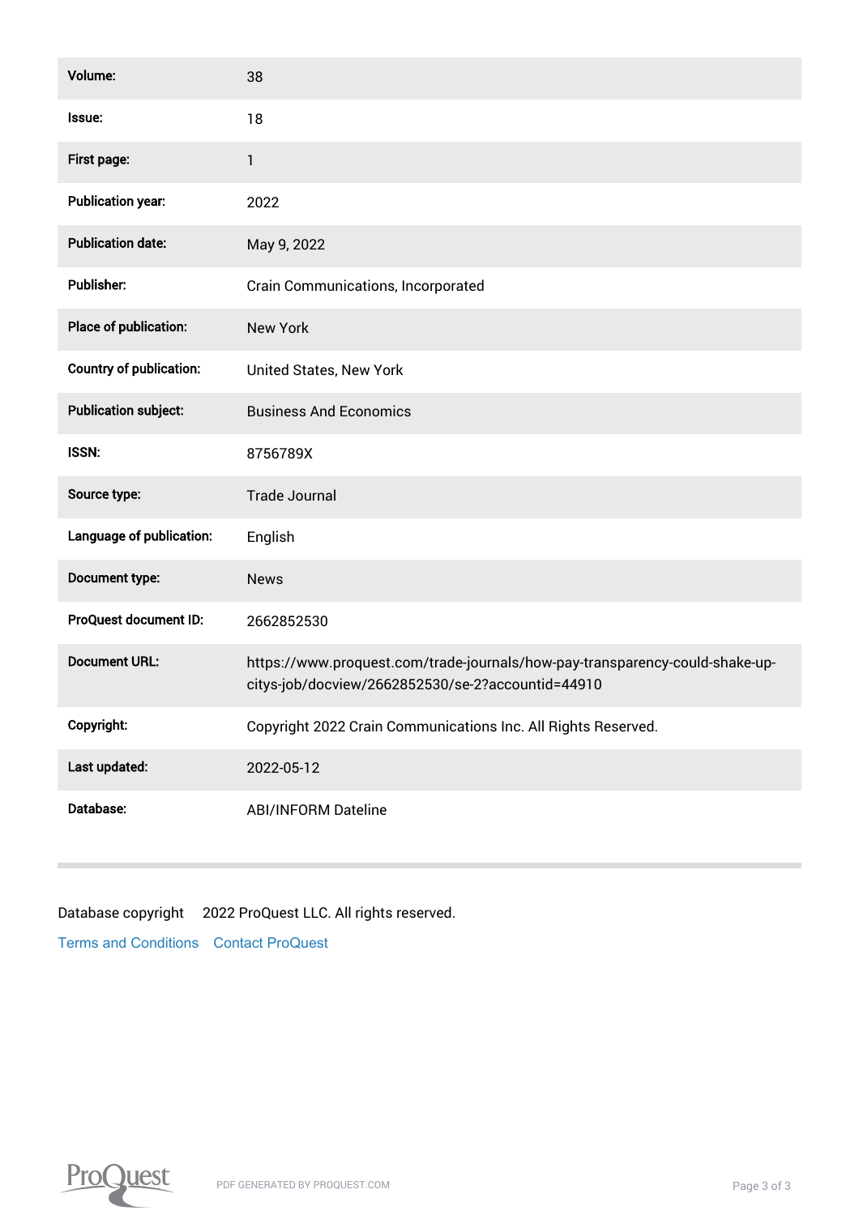| | |
|---|---|
| **Volume:** | 38 |
| **Issue:** | 18 |
| **First page:** | 1 |
| **Publication year:** | 2022 |
| **Publication date:** | May 9, 2022 |
| **Publisher:** | Crain Communications, Incorporated |
| **Place of publication:** | New York |
| **Country of publication:** | United States, New York |
| **Publication subject:** | Business And Economics |
| **ISSN:** | 8756789X |
| **Source type:** | Trade Journal |
| **Language of publication:** | English |
| **Document type:** | News |
| **ProQuest document ID:** | 2662852530 |
| **Document URL:** | https://www.proquest.com/trade-journals/how-pay-transparency-could-shake-up-citys-job/docview/2662852530/se-2?accountid=44910 |
| **Copyright:** | Copyright 2022 Crain Communications Inc. All Rights Reserved. |
| **Last updated:** | 2022-05-12 |
| **Database:** | ABI/INFORM Dateline |

Database copyright  2022 ProQuest LLC. All rights reserved.

Terms and Conditions  Contact ProQuest